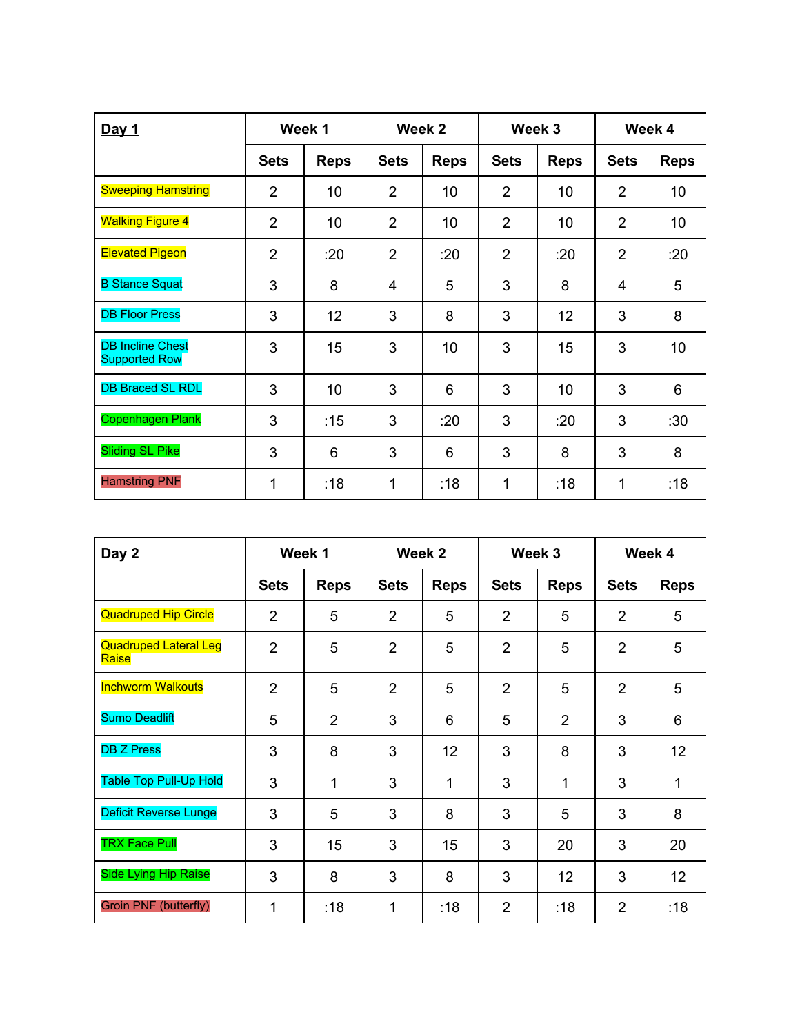| **Day 1** | Week 1 | | Week 2 | | Week 3 | | Week 4 | |
|---|---|---|---|---|---|---|---|---|
| | Sets | Reps | Sets | Reps | Sets | Reps | Sets | Reps |
| Sweeping Hamstring | 2 | 10 | 2 | 10 | 2 | 10 | 2 | 10 |
| Walking Figure 4 | 2 | 10 | 2 | 10 | 2 | 10 | 2 | 10 |
| Elevated Pigeon | 2 | :20 | 2 | :20 | 2 | :20 | 2 | :20 |
| B Stance Squat | 3 | 8 | 4 | 5 | 3 | 8 | 4 | 5 |
| DB Floor Press | 3 | 12 | 3 | 8 | 3 | 12 | 3 | 8 |
| DB Incline Chest Supported Row | 3 | 15 | 3 | 10 | 3 | 15 | 3 | 10 |
| DB Braced SL RDL | 3 | 10 | 3 | 6 | 3 | 10 | 3 | 6 |
| Copenhagen Plank | 3 | :15 | 3 | :20 | 3 | :20 | 3 | :30 |
| Sliding SL Pike | 3 | 6 | 3 | 6 | 3 | 8 | 3 | 8 |
| Hamstring PNF | 1 | :18 | 1 | :18 | 1 | :18 | 1 | :18 |

| **Day 2** | Week 1 | | Week 2 | | Week 3 | | Week 4 | |
|---|---|---|---|---|---|---|---|---|
| | Sets | Reps | Sets | Reps | Sets | Reps | Sets | Reps |
| Quadruped Hip Circle | 2 | 5 | 2 | 5 | 2 | 5 | 2 | 5 |
| Quadruped Lateral Leg Raise | 2 | 5 | 2 | 5 | 2 | 5 | 2 | 5 |
| Inchworm Walkouts | 2 | 5 | 2 | 5 | 2 | 5 | 2 | 5 |
| Sumo Deadlift | 5 | 2 | 3 | 6 | 5 | 2 | 3 | 6 |
| DB Z Press | 3 | 8 | 3 | 12 | 3 | 8 | 3 | 12 |
| Table Top Pull-Up Hold | 3 | 1 | 3 | 1 | 3 | 1 | 3 | 1 |
| Deficit Reverse Lunge | 3 | 5 | 3 | 8 | 3 | 5 | 3 | 8 |
| TRX Face Pull | 3 | 15 | 3 | 15 | 3 | 20 | 3 | 20 |
| Side Lying Hip Raise | 3 | 8 | 3 | 8 | 3 | 12 | 3 | 12 |
| Groin PNF (butterfly) | 1 | :18 | 1 | :18 | 2 | :18 | 2 | :18 |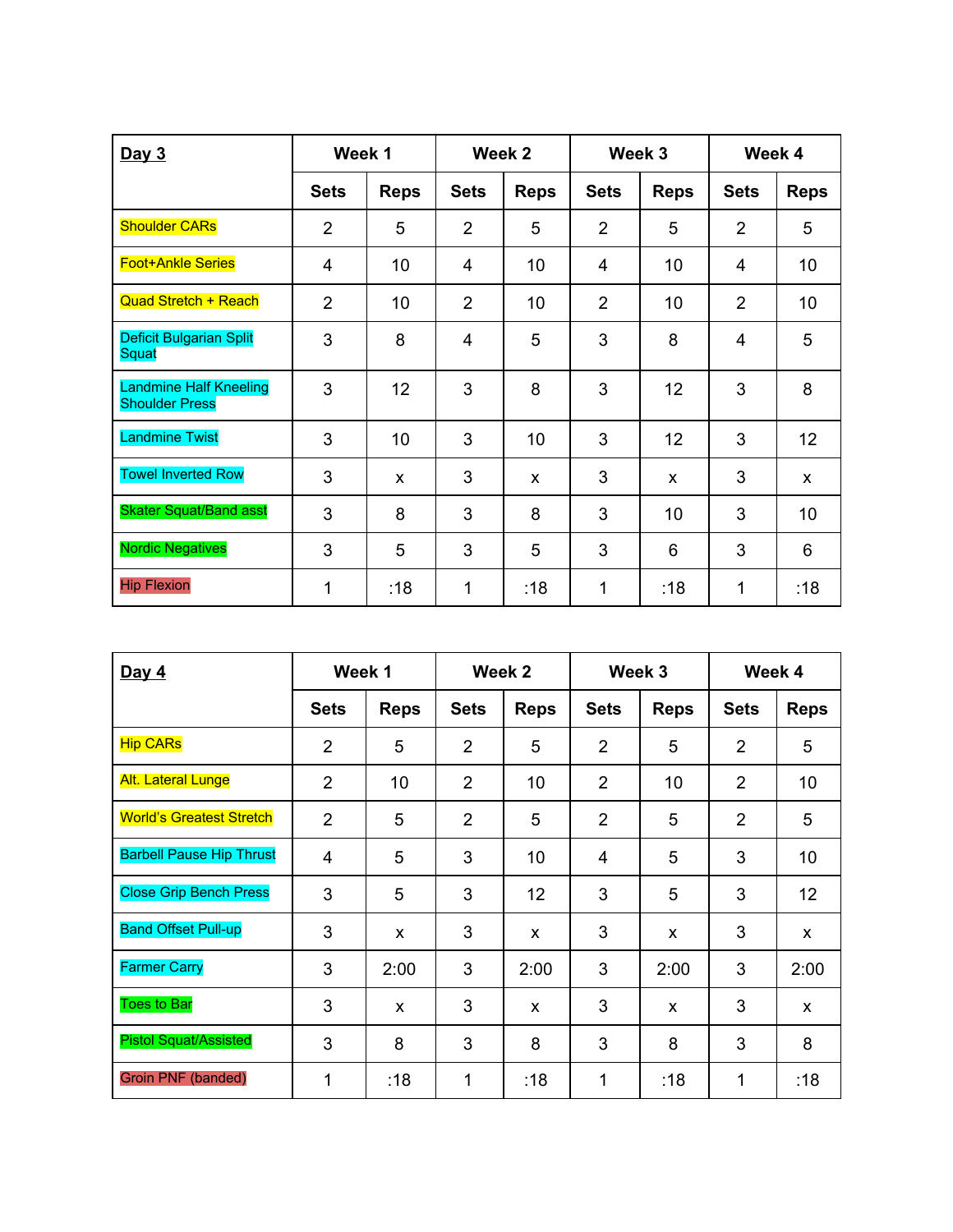| **Day 3** | Week 1 | | Week 2 | | Week 3 | | Week 4 | |
|---|---|---|---|---|---|---|---|---|
| | **Sets** | **Reps** | **Sets** | **Reps** | **Sets** | **Reps** | **Sets** | **Reps** |
| Shoulder CARs | 2 | 5 | 2 | 5 | 2 | 5 | 2 | 5 |
| Foot+Ankle Series | 4 | 10 | 4 | 10 | 4 | 10 | 4 | 10 |
| Quad Stretch + Reach | 2 | 10 | 2 | 10 | 2 | 10 | 2 | 10 |
| Deficit Bulgarian Split Squat | 3 | 8 | 4 | 5 | 3 | 8 | 4 | 5 |
| Landmine Half Kneeling Shoulder Press | 3 | 12 | 3 | 8 | 3 | 12 | 3 | 8 |
| Landmine Twist | 3 | 10 | 3 | 10 | 3 | 12 | 3 | 12 |
| Towel Inverted Row | 3 | x | 3 | x | 3 | x | 3 | x |
| Skater Squat/Band asst | 3 | 8 | 3 | 8 | 3 | 10 | 3 | 10 |
| Nordic Negatives | 3 | 5 | 3 | 5 | 3 | 6 | 3 | 6 |
| Hip Flexion | 1 | :18 | 1 | :18 | 1 | :18 | 1 | :18 |

| **Day 4** | Week 1 | | Week 2 | | Week 3 | | Week 4 | |
|---|---|---|---|---|---|---|---|---|
| | **Sets** | **Reps** | **Sets** | **Reps** | **Sets** | **Reps** | **Sets** | **Reps** |
| Hip CARs | 2 | 5 | 2 | 5 | 2 | 5 | 2 | 5 |
| Alt. Lateral Lunge | 2 | 10 | 2 | 10 | 2 | 10 | 2 | 10 |
| World's Greatest Stretch | 2 | 5 | 2 | 5 | 2 | 5 | 2 | 5 |
| Barbell Pause Hip Thrust | 4 | 5 | 3 | 10 | 4 | 5 | 3 | 10 |
| Close Grip Bench Press | 3 | 5 | 3 | 12 | 3 | 5 | 3 | 12 |
| Band Offset Pull-up | 3 | x | 3 | x | 3 | x | 3 | x |
| Farmer Carry | 3 | 2:00 | 3 | 2:00 | 3 | 2:00 | 3 | 2:00 |
| Toes to Bar | 3 | x | 3 | x | 3 | x | 3 | x |
| Pistol Squat/Assisted | 3 | 8 | 3 | 8 | 3 | 8 | 3 | 8 |
| Groin PNF (banded) | 1 | :18 | 1 | :18 | 1 | :18 | 1 | :18 |